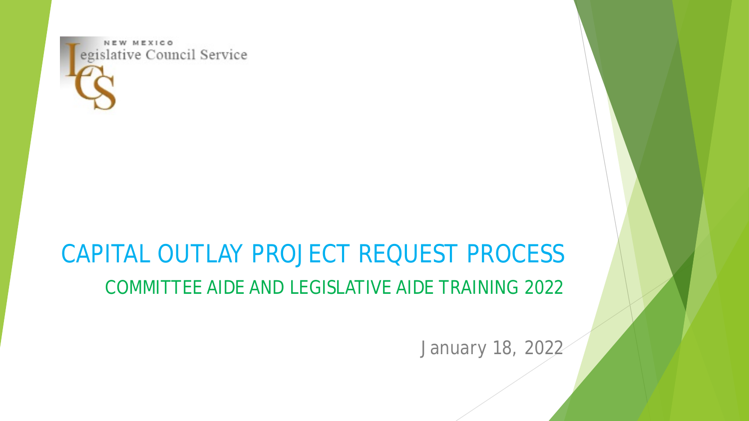NEW MEXICO
Legislative Council Service

# CAPITAL OUTLAY PROJECT REQUEST PROCESS

## COMMITTEE AIDE AND LEGISLATIVE AIDE TRAINING 2022

January 18, 2022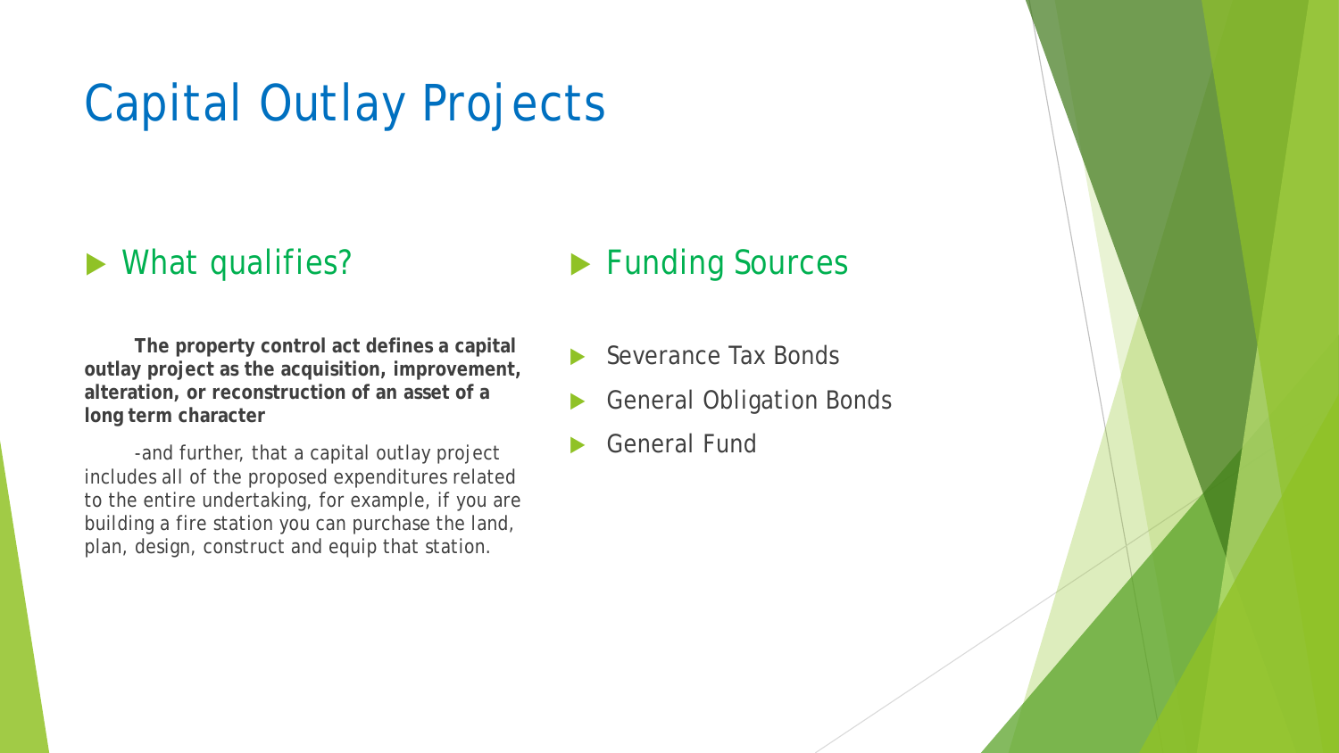# Capital Outlay Projects

## What qualifies?

**The property control act defines a capital outlay project as the acquisition, improvement, alteration, or reconstruction of an asset of a long term character**

-and further, that a capital outlay project includes all of the proposed expenditures related to the entire undertaking, for example, if you are building a fire station you can purchase the land, plan, design, construct and equip that station.

## Funding Sources

- Severance Tax Bonds
- General Obligation Bonds
- General Fund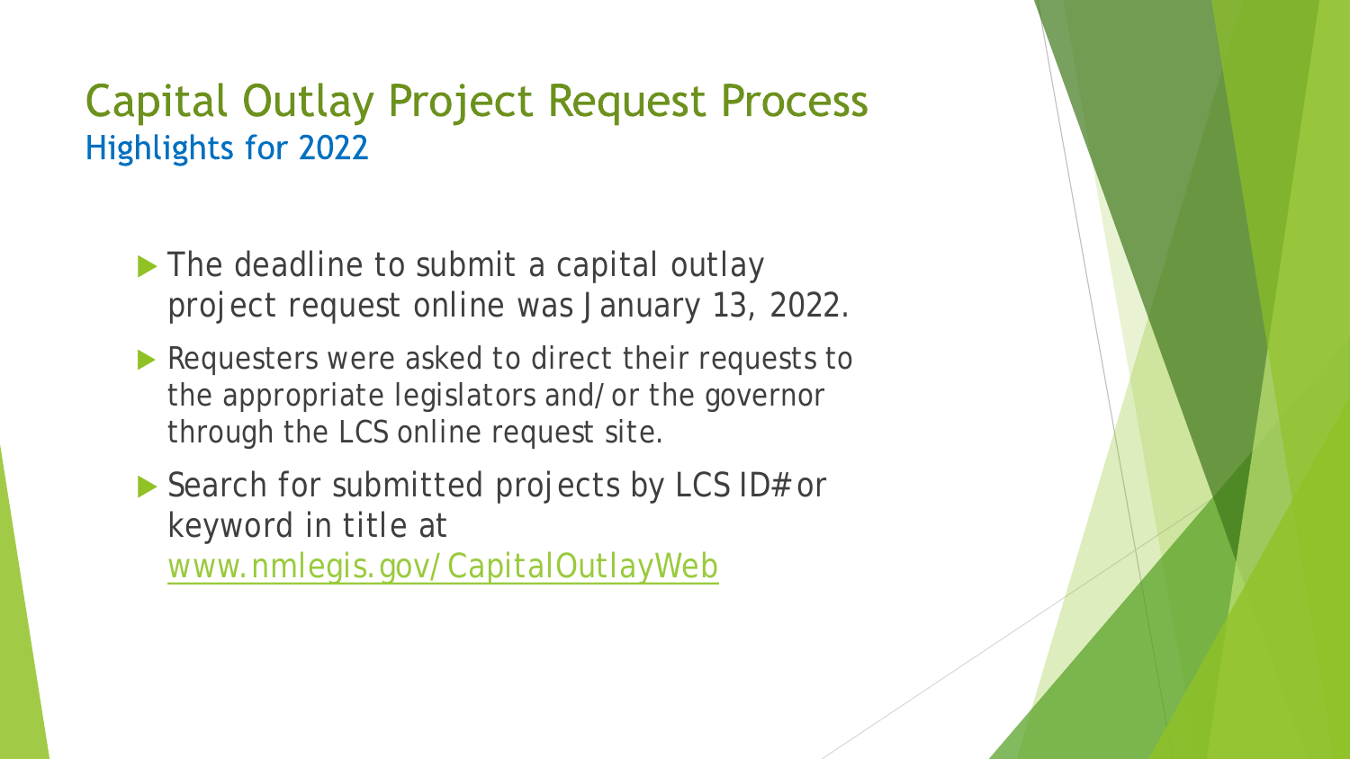# Capital Outlay Project Request Process

## Highlights for 2022

- The deadline to submit a capital outlay project request online was January 13, 2022.
- Requesters were asked to direct their requests to the appropriate legislators and/or the governor through the LCS online request site.
- Search for submitted projects by LCS ID# or keyword in title at [www.nmlegis.gov/CapitalOutlayWeb](www.nmlegis.gov/CapitalOutlayWeb)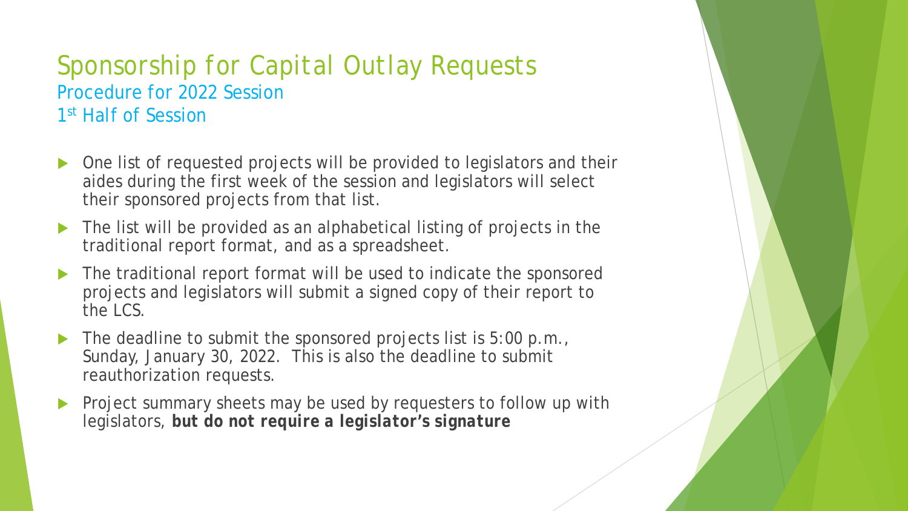# Sponsorship for Capital Outlay Requests

## Procedure for 2022 Session

### 1st Half of Session

- One list of requested projects will be provided to legislators and their aides during the first week of the session and legislators will select their sponsored projects from that list.
- The list will be provided as an alphabetical listing of projects in the traditional report format, and as a spreadsheet.
- The traditional report format will be used to indicate the sponsored projects and legislators will submit a signed copy of their report to the LCS.
- The deadline to submit the sponsored projects list is 5:00 p.m., Sunday, January 30, 2022. This is also the deadline to submit reauthorization requests.
- Project summary sheets may be used by requesters to follow up with legislators, **but do not require a legislator's signature**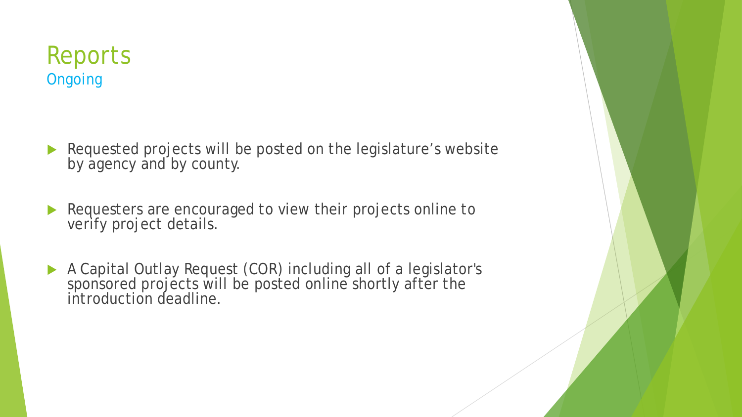# Reports

## Ongoing

- Requested projects will be posted on the legislature's website by agency and by county.
- Requesters are encouraged to view their projects online to verify project details.
- A Capital Outlay Request (COR) including all of a legislator's sponsored projects will be posted online shortly after the introduction deadline.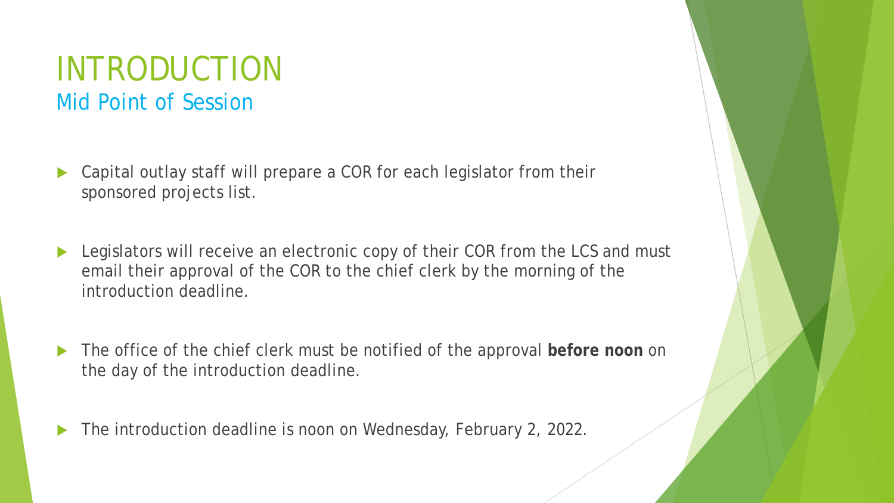# INTRODUCTION

## Mid Point of Session

- Capital outlay staff will prepare a COR for each legislator from their sponsored projects list.
- Legislators will receive an electronic copy of their COR from the LCS and must email their approval of the COR to the chief clerk by the morning of the introduction deadline.
- The office of the chief clerk must be notified of the approval **before noon** on the day of the introduction deadline.
- The introduction deadline is noon on Wednesday, February 2, 2022.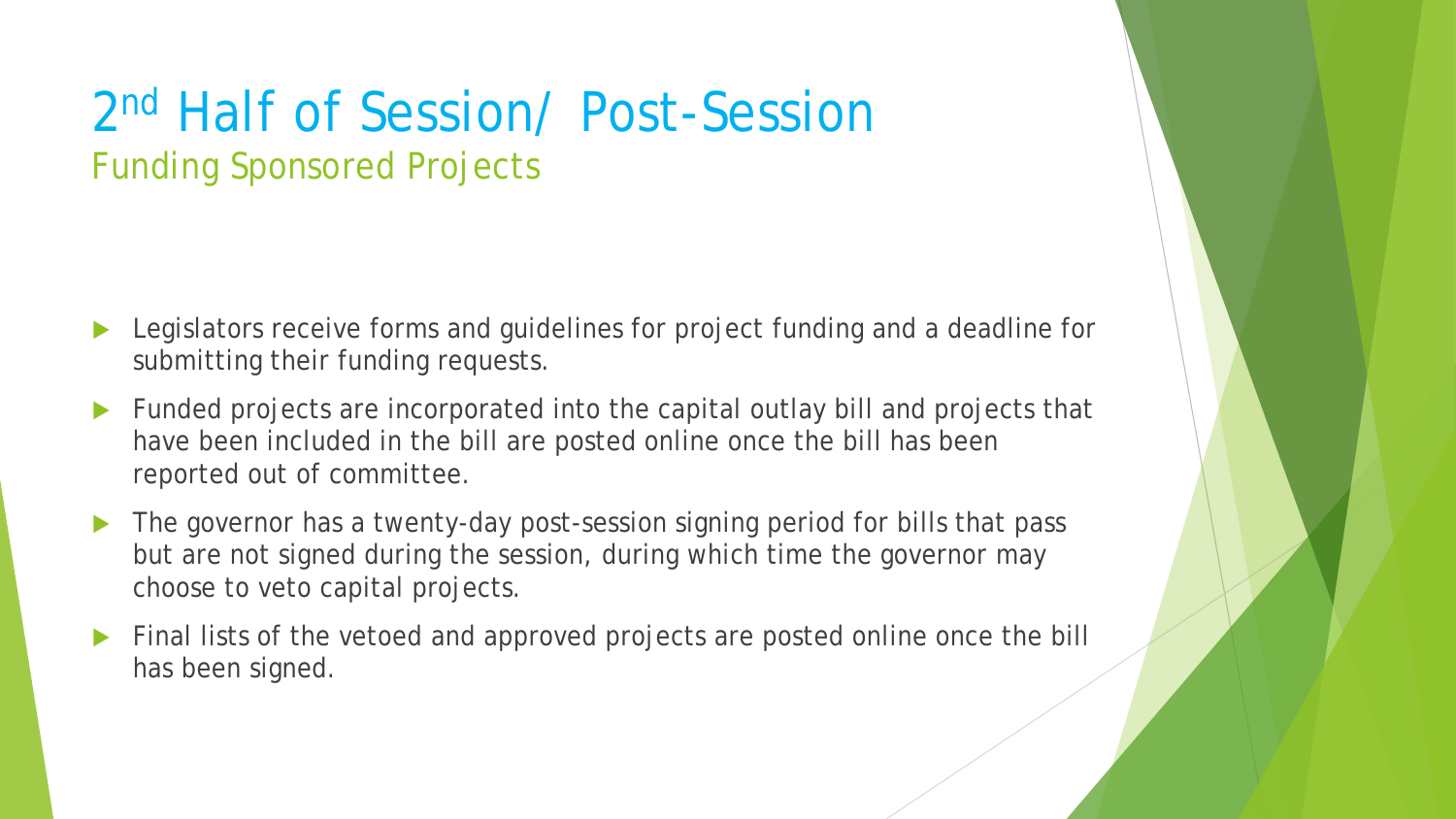# 2nd Half of Session/ Post-Session

## Funding Sponsored Projects

- Legislators receive forms and guidelines for project funding and a deadline for submitting their funding requests.
- Funded projects are incorporated into the capital outlay bill and projects that have been included in the bill are posted online once the bill has been reported out of committee.
- The governor has a twenty-day post-session signing period for bills that pass but are not signed during the session, during which time the governor may choose to veto capital projects.
- Final lists of the vetoed and approved projects are posted online once the bill has been signed.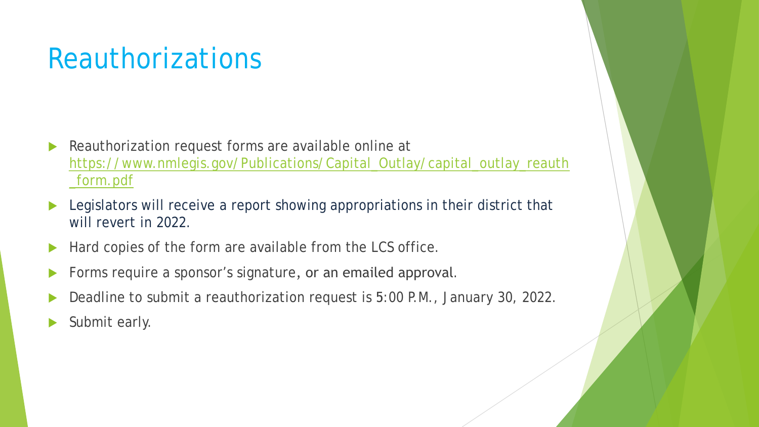# Reauthorizations

- Reauthorization request forms are available online at https://www.nmlegis.gov/Publications/Capital_Outlay/capital_outlay_reauth_form.pdf
- Legislators will receive a report showing appropriations in their district that will revert in 2022.
- Hard copies of the form are available from the LCS office.
- Forms require a sponsor's signature, or an emailed approval.
- Deadline to submit a reauthorization request is 5:00 P.M., January 30, 2022.
- Submit early.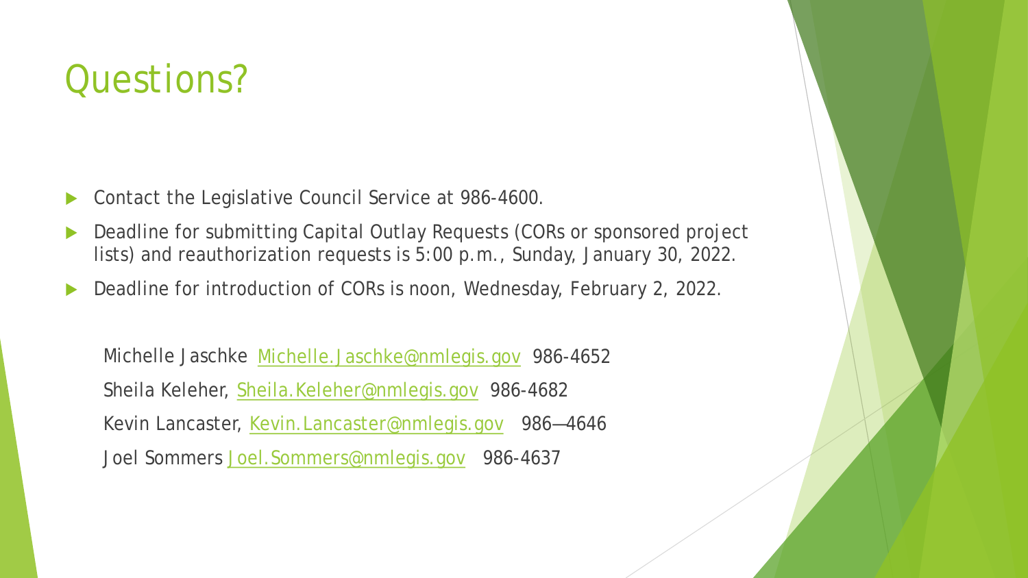# Questions?

- Contact the Legislative Council Service at 986-4600.
- Deadline for submitting Capital Outlay Requests (CORs or sponsored project lists) and reauthorization requests is 5:00 p.m., Sunday, January 30, 2022.
- Deadline for introduction of CORs is noon, Wednesday, February 2, 2022.

Michelle Jaschke [Michelle.Jaschke@nmlegis.gov](mailto:Michelle.Jaschke@nmlegis.gov) 986-4652

Sheila Keleher, [Sheila.Keleher@nmlegis.gov](mailto:Sheila.Keleher@nmlegis.gov) 986-4682

Kevin Lancaster, [Kevin.Lancaster@nmlegis.gov](mailto:Kevin.Lancaster@nmlegis.gov) 986—4646

Joel Sommers [Joel.Sommers@nmlegis.gov](mailto:Joel.Sommers@nmlegis.gov) 986-4637